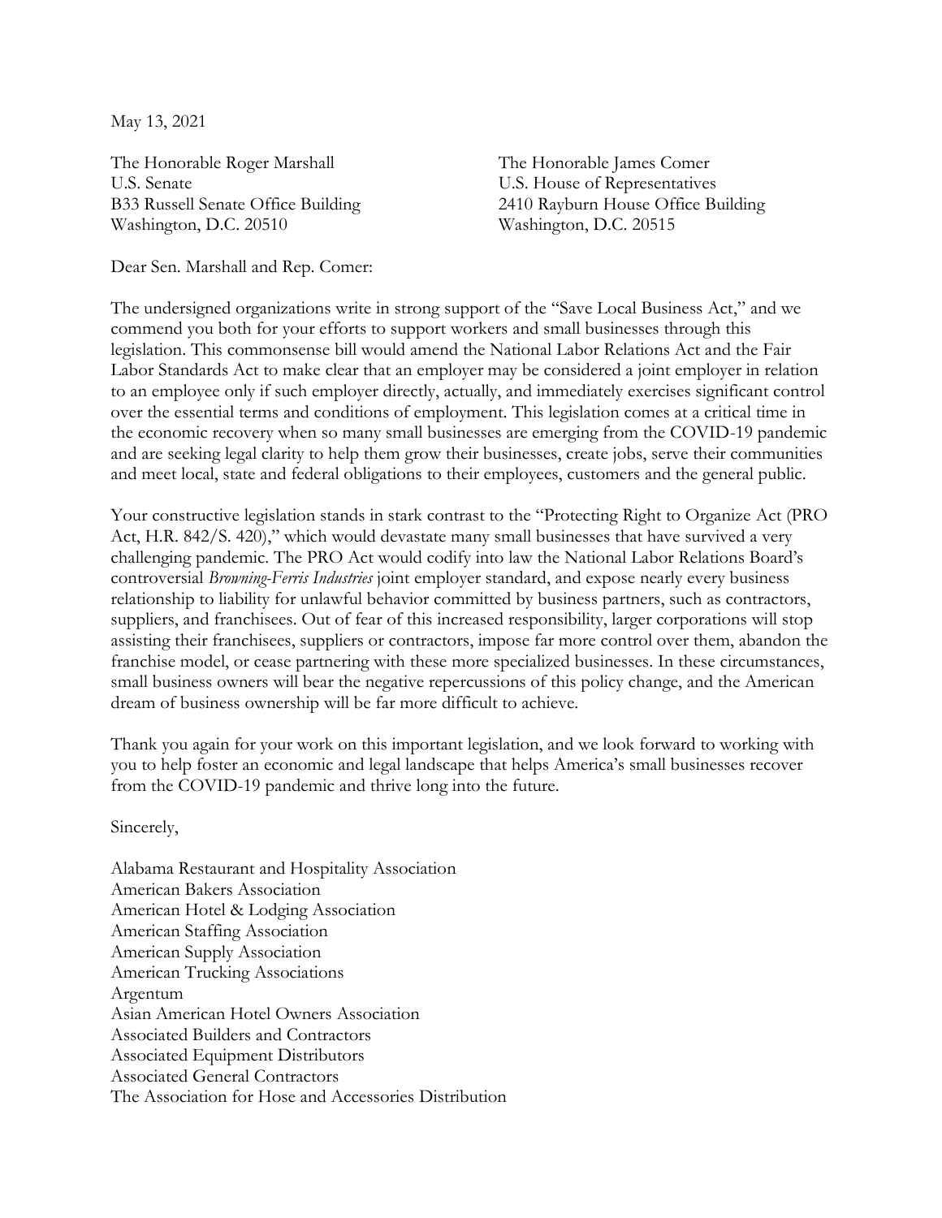May 13, 2021

The Honorable Roger Marshall
U.S. Senate
B33 Russell Senate Office Building
Washington, D.C. 20510

The Honorable James Comer
U.S. House of Representatives
2410 Rayburn House Office Building
Washington, D.C. 20515

Dear Sen. Marshall and Rep. Comer:

The undersigned organizations write in strong support of the "Save Local Business Act," and we commend you both for your efforts to support workers and small businesses through this legislation. This commonsense bill would amend the National Labor Relations Act and the Fair Labor Standards Act to make clear that an employer may be considered a joint employer in relation to an employee only if such employer directly, actually, and immediately exercises significant control over the essential terms and conditions of employment. This legislation comes at a critical time in the economic recovery when so many small businesses are emerging from the COVID-19 pandemic and are seeking legal clarity to help them grow their businesses, create jobs, serve their communities and meet local, state and federal obligations to their employees, customers and the general public.

Your constructive legislation stands in stark contrast to the "Protecting Right to Organize Act (PRO Act, H.R. 842/S. 420)," which would devastate many small businesses that have survived a very challenging pandemic. The PRO Act would codify into law the National Labor Relations Board's controversial *Browning-Ferris Industries* joint employer standard, and expose nearly every business relationship to liability for unlawful behavior committed by business partners, such as contractors, suppliers, and franchisees. Out of fear of this increased responsibility, larger corporations will stop assisting their franchisees, suppliers or contractors, impose far more control over them, abandon the franchise model, or cease partnering with these more specialized businesses. In these circumstances, small business owners will bear the negative repercussions of this policy change, and the American dream of business ownership will be far more difficult to achieve.

Thank you again for your work on this important legislation, and we look forward to working with you to help foster an economic and legal landscape that helps America's small businesses recover from the COVID-19 pandemic and thrive long into the future.

Sincerely,

Alabama Restaurant and Hospitality Association
American Bakers Association
American Hotel & Lodging Association
American Staffing Association
American Supply Association
American Trucking Associations
Argentum
Asian American Hotel Owners Association
Associated Builders and Contractors
Associated Equipment Distributors
Associated General Contractors
The Association for Hose and Accessories Distribution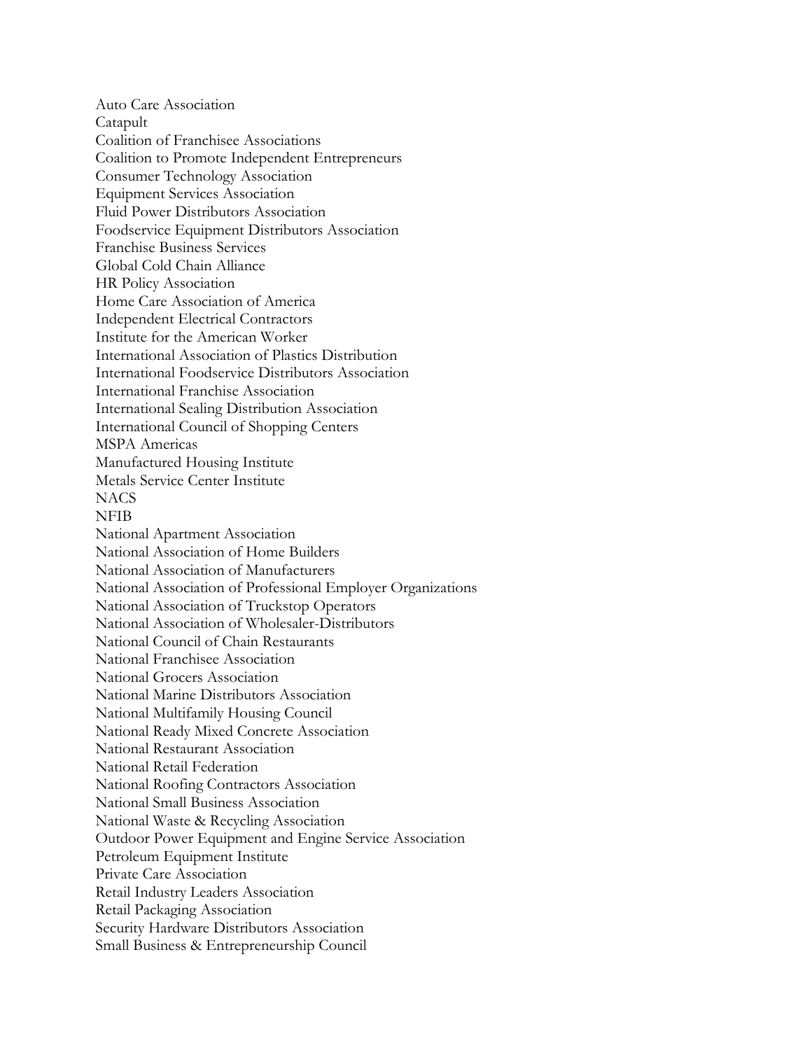Auto Care Association
Catapult
Coalition of Franchisee Associations
Coalition to Promote Independent Entrepreneurs
Consumer Technology Association
Equipment Services Association
Fluid Power Distributors Association
Foodservice Equipment Distributors Association
Franchise Business Services
Global Cold Chain Alliance
HR Policy Association
Home Care Association of America
Independent Electrical Contractors
Institute for the American Worker
International Association of Plastics Distribution
International Foodservice Distributors Association
International Franchise Association
International Sealing Distribution Association
International Council of Shopping Centers
MSPA Americas
Manufactured Housing Institute
Metals Service Center Institute
NACS
NFIB
National Apartment Association
National Association of Home Builders
National Association of Manufacturers
National Association of Professional Employer Organizations
National Association of Truckstop Operators
National Association of Wholesaler-Distributors
National Council of Chain Restaurants
National Franchisee Association
National Grocers Association
National Marine Distributors Association
National Multifamily Housing Council
National Ready Mixed Concrete Association
National Restaurant Association
National Retail Federation
National Roofing Contractors Association
National Small Business Association
National Waste & Recycling Association
Outdoor Power Equipment and Engine Service Association
Petroleum Equipment Institute
Private Care Association
Retail Industry Leaders Association
Retail Packaging Association
Security Hardware Distributors Association
Small Business & Entrepreneurship Council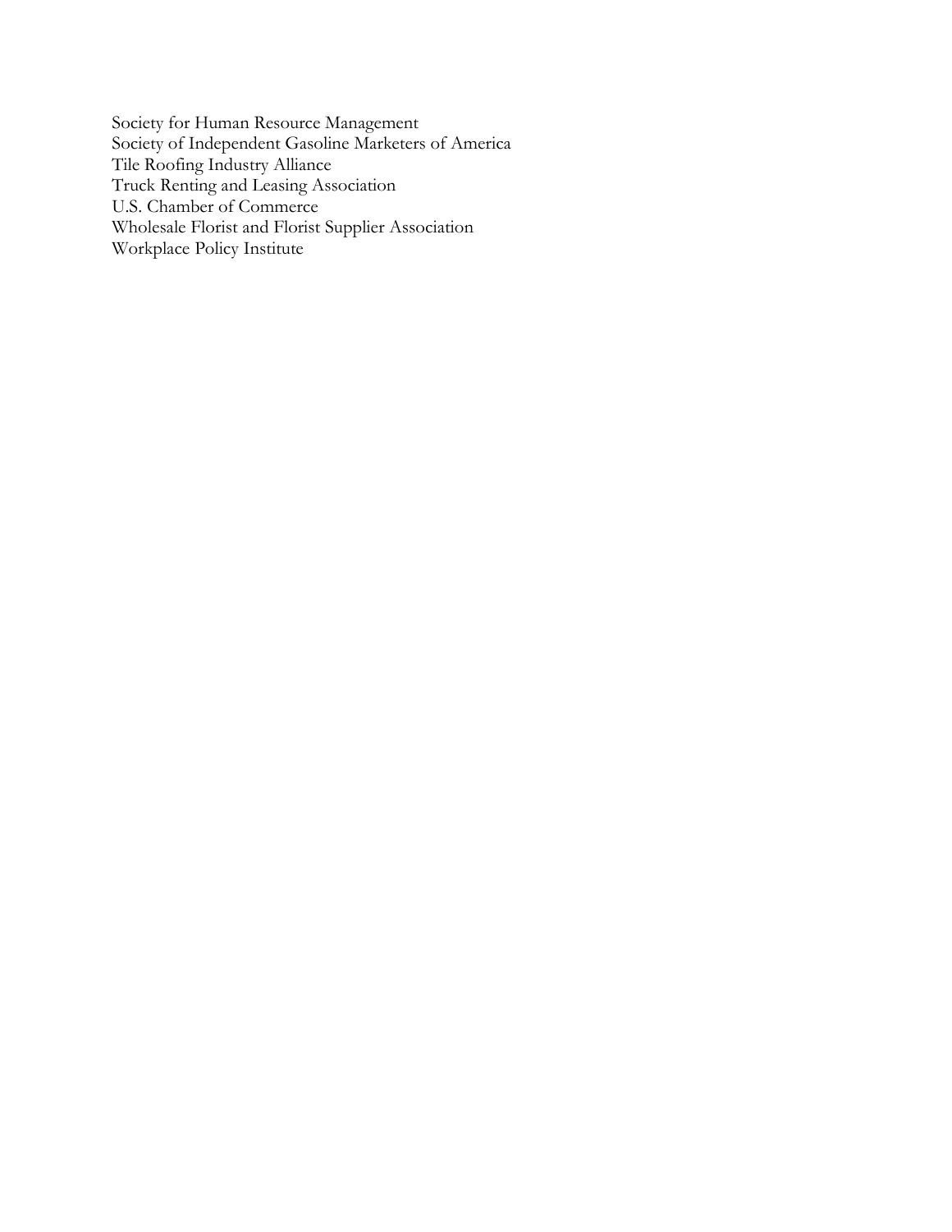Society for Human Resource Management
Society of Independent Gasoline Marketers of America
Tile Roofing Industry Alliance
Truck Renting and Leasing Association
U.S. Chamber of Commerce
Wholesale Florist and Florist Supplier Association
Workplace Policy Institute